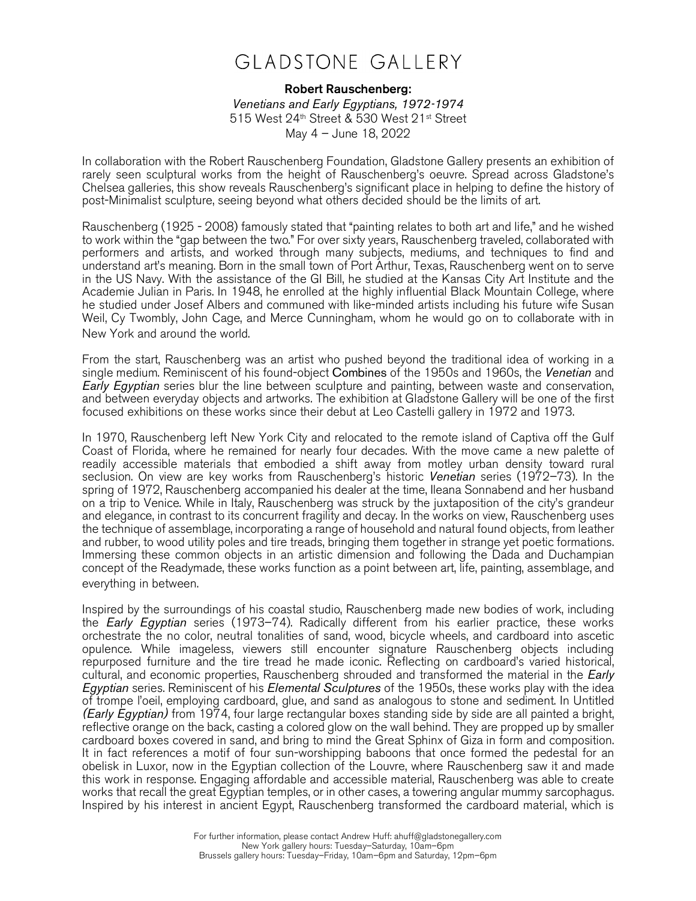# GLADSTONE GALLERY

**Robert Rauschenberg:**
*Venetians and Early Egyptians, 1972-1974*
515 West 24th Street & 530 West 21st Street
May 4 – June 18, 2022

In collaboration with the Robert Rauschenberg Foundation, Gladstone Gallery presents an exhibition of rarely seen sculptural works from the height of Rauschenberg's oeuvre. Spread across Gladstone's Chelsea galleries, this show reveals Rauschenberg's significant place in helping to define the history of post-Minimalist sculpture, seeing beyond what others decided should be the limits of art.

Rauschenberg (1925 - 2008) famously stated that "painting relates to both art and life," and he wished to work within the "gap between the two." For over sixty years, Rauschenberg traveled, collaborated with performers and artists, and worked through many subjects, mediums, and techniques to find and understand art's meaning. Born in the small town of Port Arthur, Texas, Rauschenberg went on to serve in the US Navy. With the assistance of the GI Bill, he studied at the Kansas City Art Institute and the Academie Julian in Paris. In 1948, he enrolled at the highly influential Black Mountain College, where he studied under Josef Albers and communed with like-minded artists including his future wife Susan Weil, Cy Twombly, John Cage, and Merce Cunningham, whom he would go on to collaborate with in New York and around the world.

From the start, Rauschenberg was an artist who pushed beyond the traditional idea of working in a single medium. Reminiscent of his found-object Combines of the 1950s and 1960s, the *Venetian* and *Early Egyptian* series blur the line between sculpture and painting, between waste and conservation, and between everyday objects and artworks. The exhibition at Gladstone Gallery will be one of the first focused exhibitions on these works since their debut at Leo Castelli gallery in 1972 and 1973.

In 1970, Rauschenberg left New York City and relocated to the remote island of Captiva off the Gulf Coast of Florida, where he remained for nearly four decades. With the move came a new palette of readily accessible materials that embodied a shift away from motley urban density toward rural seclusion. On view are key works from Rauschenberg's historic *Venetian* series (1972–73). In the spring of 1972, Rauschenberg accompanied his dealer at the time, Ileana Sonnabend and her husband on a trip to Venice. While in Italy, Rauschenberg was struck by the juxtaposition of the city's grandeur and elegance, in contrast to its concurrent fragility and decay. In the works on view, Rauschenberg uses the technique of assemblage, incorporating a range of household and natural found objects, from leather and rubber, to wood utility poles and tire treads, bringing them together in strange yet poetic formations. Immersing these common objects in an artistic dimension and following the Dada and Duchampian concept of the Readymade, these works function as a point between art, life, painting, assemblage, and everything in between.

Inspired by the surroundings of his coastal studio, Rauschenberg made new bodies of work, including the *Early Egyptian* series (1973–74). Radically different from his earlier practice, these works orchestrate the no color, neutral tonalities of sand, wood, bicycle wheels, and cardboard into ascetic opulence. While imageless, viewers still encounter signature Rauschenberg objects including repurposed furniture and the tire tread he made iconic. Reflecting on cardboard's varied historical, cultural, and economic properties, Rauschenberg shrouded and transformed the material in the *Early Egyptian* series. Reminiscent of his *Elemental Sculptures* of the 1950s, these works play with the idea of trompe l'oeil, employing cardboard, glue, and sand as analogous to stone and sediment. In Untitled *(Early Egyptian)* from 1974, four large rectangular boxes standing side by side are all painted a bright, reflective orange on the back, casting a colored glow on the wall behind. They are propped up by smaller cardboard boxes covered in sand, and bring to mind the Great Sphinx of Giza in form and composition. It in fact references a motif of four sun-worshipping baboons that once formed the pedestal for an obelisk in Luxor, now in the Egyptian collection of the Louvre, where Rauschenberg saw it and made this work in response. Engaging affordable and accessible material, Rauschenberg was able to create works that recall the great Egyptian temples, or in other cases, a towering angular mummy sarcophagus. Inspired by his interest in ancient Egypt, Rauschenberg transformed the cardboard material, which is

For further information, please contact Andrew Huff: ahuff@gladstonegallery.com
New York gallery hours: Tuesday–Saturday, 10am–6pm
Brussels gallery hours: Tuesday–Friday, 10am–6pm and Saturday, 12pm–6pm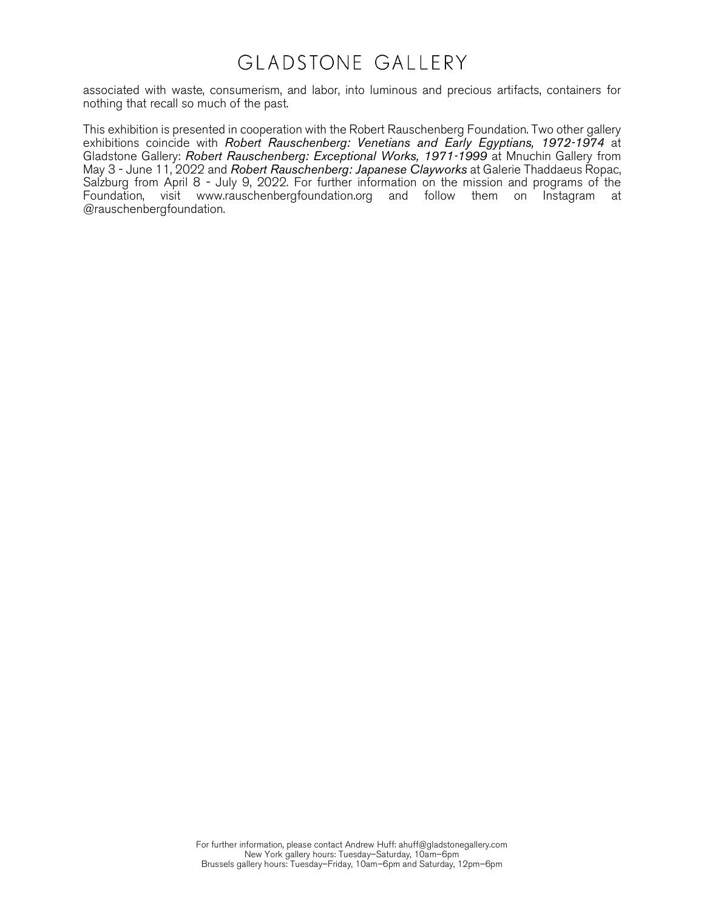associated with waste, consumerism, and labor, into luminous and precious artifacts, containers for nothing that recall so much of the past.

This exhibition is presented in cooperation with the Robert Rauschenberg Foundation. Two other gallery exhibitions coincide with ***Robert Rauschenberg: Venetians and Early Egyptians, 1972-1974*** at Gladstone Gallery: ***Robert Rauschenberg: Exceptional Works, 1971-1999*** at Mnuchin Gallery from May 3 - June 11, 2022 and ***Robert Rauschenberg: Japanese Clayworks*** at Galerie Thaddaeus Ropac, Salzburg from April 8 - July 9, 2022. For further information on the mission and programs of the Foundation, visit www.rauschenbergfoundation.org and follow them on Instagram at @rauschenbergfoundation.

For further information, please contact Andrew Huff: ahuff@gladstonegallery.com
New York gallery hours: Tuesday–Saturday, 10am–6pm
Brussels gallery hours: Tuesday–Friday, 10am–6pm and Saturday, 12pm–6pm